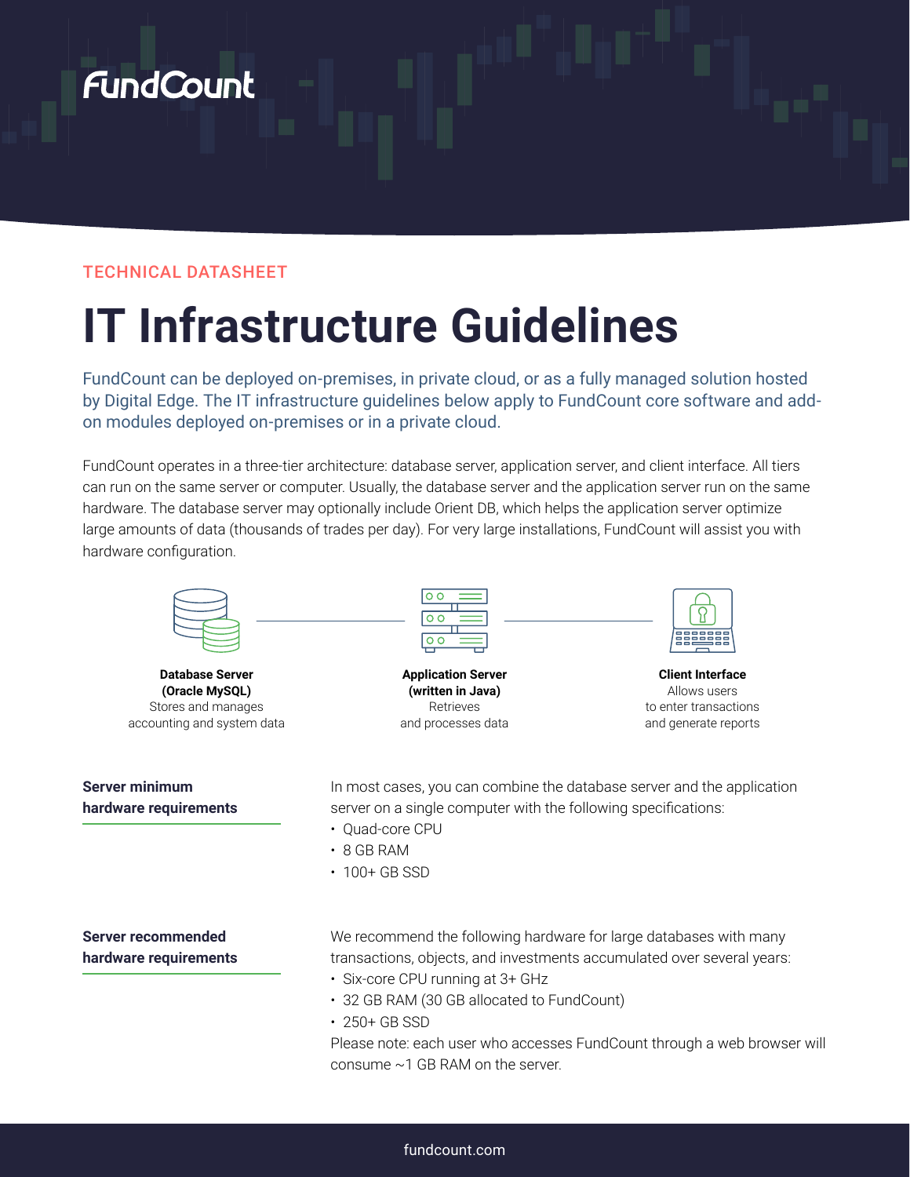FundCount

TECHNICAL DATASHEET

# IT Infrastructure Guidelines

FundCount can be deployed on-premises, in private cloud, or as a fully managed solution hosted by Digital Edge. The IT infrastructure guidelines below apply to FundCount core software and add-on modules deployed on-premises or in a private cloud.

FundCount operates in a three-tier architecture: database server, application server, and client interface. All tiers can run on the same server or computer. Usually, the database server and the application server run on the same hardware. The database server may optionally include Orient DB, which helps the application server optimize large amounts of data (thousands of trades per day). For very large installations, FundCount will assist you with hardware configuration.

**Database Server (Oracle MySQL)**
Stores and manages accounting and system data

**Application Server (written in Java)**
Retrieves and processes data

**Client Interface**
Allows users to enter transactions and generate reports

## Server minimum hardware requirements

In most cases, you can combine the database server and the application server on a single computer with the following specifications:

- Quad-core CPU
- 8 GB RAM
- 100+ GB SSD

## Server recommended hardware requirements

We recommend the following hardware for large databases with many transactions, objects, and investments accumulated over several years:

- Six-core CPU running at 3+ GHz
- 32 GB RAM (30 GB allocated to FundCount)
- 250+ GB SSD

Please note: each user who accesses FundCount through a web browser will consume ~1 GB RAM on the server.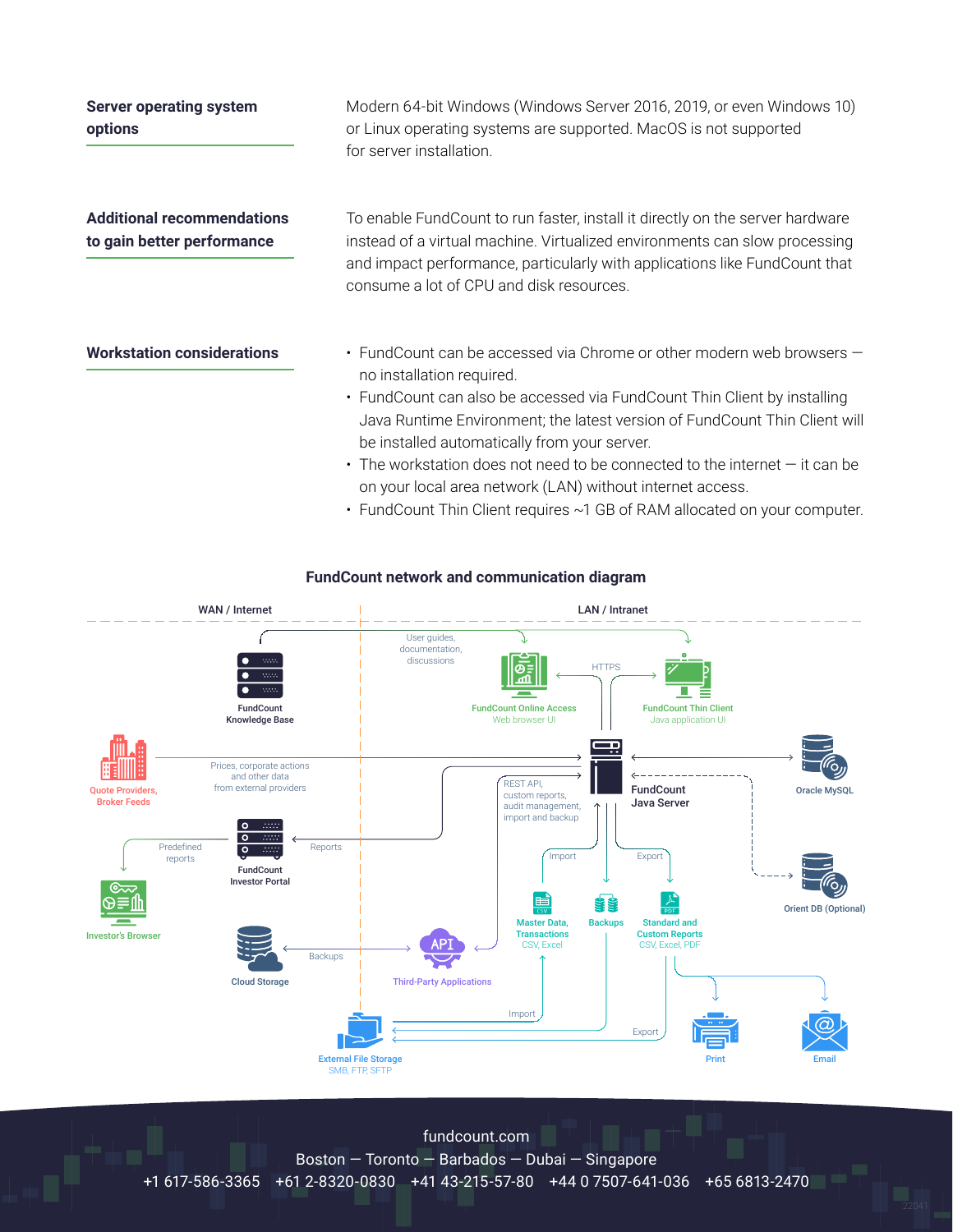**Server operating system options**

Modern 64-bit Windows (Windows Server 2016, 2019, or even Windows 10) or Linux operating systems are supported. MacOS is not supported for server installation.

**Additional recommendations to gain better performance**

To enable FundCount to run faster, install it directly on the server hardware instead of a virtual machine. Virtualized environments can slow processing and impact performance, particularly with applications like FundCount that consume a lot of CPU and disk resources.

**Workstation considerations**

- FundCount can be accessed via Chrome or other modern web browsers — no installation required.
- FundCount can also be accessed via FundCount Thin Client by installing Java Runtime Environment; the latest version of FundCount Thin Client will be installed automatically from your server.
- The workstation does not need to be connected to the internet — it can be on your local area network (LAN) without internet access.
- FundCount Thin Client requires ~1 GB of RAM allocated on your computer.

**FundCount network and communication diagram**

WAN / Internet

LAN / Intranet

User guides, documentation, discussions

HTTPS

FundCount Knowledge Base

FundCount Online Access
Web browser UI

FundCount Thin Client
Java application UI

Quote Providers, Broker Feeds

Prices, corporate actions and other data from external providers

FundCount Java Server

Oracle MySQL

REST API, custom reports, audit management, import and backup

Predefined reports

Reports

FundCount Investor Portal

Import

Export

Orient DB (Optional)

Investor's Browser

Master Data, Transactions
CSV, Excel

Backups

Standard and Custom Reports
CSV, Excel, PDF

Cloud Storage

Backups

Third-Party Applications

Import

Export

External File Storage
SMB, FTP, SFTP

Print

Email

fundcount.com

Boston — Toronto — Barbados — Dubai — Singapore

+1 617-586-3365 +61 2-8320-0830 +41 43-215-57-80 +44 0 7507-641-036 +65 6813-2470